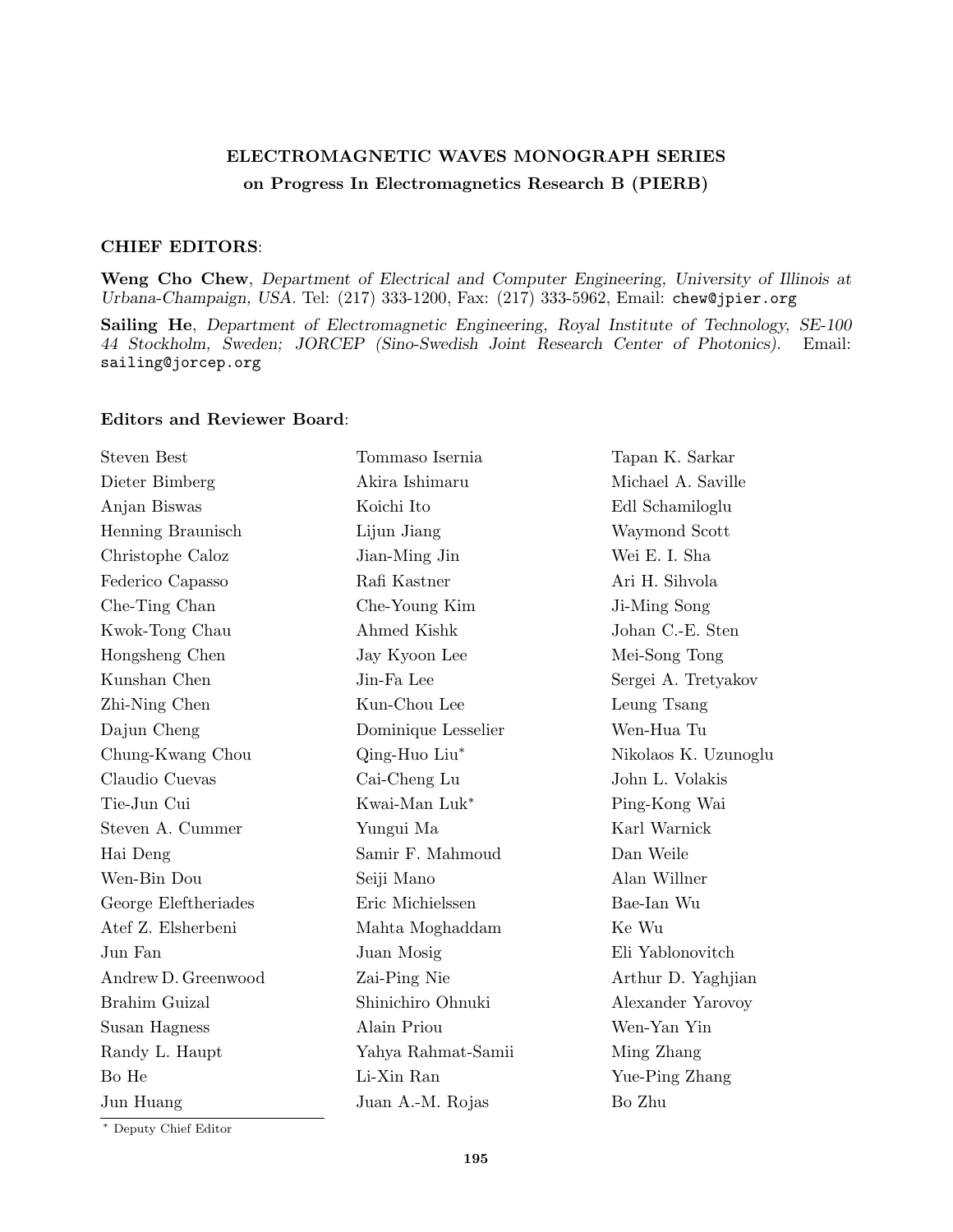**ELECTROMAGNETIC WAVES MONOGRAPH SERIES**

**on Progress In Electromagnetics Research B (PIERB)**

**CHIEF EDITORS**:

**Weng Cho Chew**, *Department of Electrical and Computer Engineering, University of Illinois at Urbana-Champaign, USA.* Tel: (217) 333-1200, Fax: (217) 333-5962, Email: chew@jpier.org

**Sailing He**, *Department of Electromagnetic Engineering, Royal Institute of Technology, SE-100 44 Stockholm, Sweden; JORCEP (Sino-Swedish Joint Research Center of Photonics).* Email: sailing@jorcep.org

**Editors and Reviewer Board**:

Steven Best
Dieter Bimberg
Anjan Biswas
Henning Braunisch
Christophe Caloz
Federico Capasso
Che-Ting Chan
Kwok-Tong Chau
Hongsheng Chen
Kunshan Chen
Zhi-Ning Chen
Dajun Cheng
Chung-Kwang Chou
Claudio Cuevas
Tie-Jun Cui
Steven A. Cummer
Hai Deng
Wen-Bin Dou
George Eleftheriades
Atef Z. Elsherbeni
Jun Fan
Andrew D. Greenwood
Brahim Guizal
Susan Hagness
Randy L. Haupt
Bo He
Jun Huang
Tommaso Isernia
Akira Ishimaru
Koichi Ito
Lijun Jiang
Jian-Ming Jin
Rafi Kastner
Che-Young Kim
Ahmed Kishk
Jay Kyoon Lee
Jin-Fa Lee
Kun-Chou Lee
Dominique Lesselier
Qing-Huo Liu*
Cai-Cheng Lu
Kwai-Man Luk*
Yungui Ma
Samir F. Mahmoud
Seiji Mano
Eric Michielssen
Mahta Moghaddam
Juan Mosig
Zai-Ping Nie
Shinichiro Ohnuki
Alain Priou
Yahya Rahmat-Samii
Li-Xin Ran
Juan A.-M. Rojas
Tapan K. Sarkar
Michael A. Saville
Edl Schamiloglu
Waymond Scott
Wei E. I. Sha
Ari H. Sihvola
Ji-Ming Song
Johan C.-E. Sten
Mei-Song Tong
Sergei A. Tretyakov
Leung Tsang
Wen-Hua Tu
Nikolaos K. Uzunoglu
John L. Volakis
Ping-Kong Wai
Karl Warnick
Dan Weile
Alan Willner
Bae-Ian Wu
Ke Wu
Eli Yablonovitch
Arthur D. Yaghjian
Alexander Yarovoy
Wen-Yan Yin
Ming Zhang
Yue-Ping Zhang
Bo Zhu

\* Deputy Chief Editor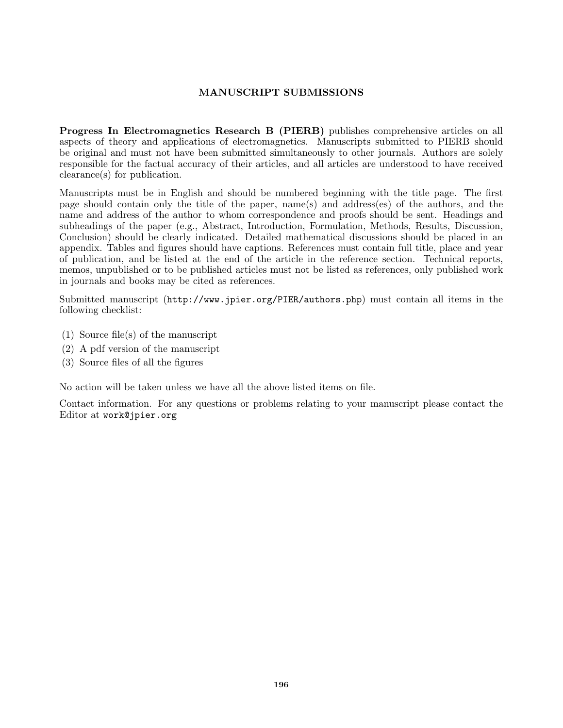## MANUSCRIPT SUBMISSIONS

**Progress In Electromagnetics Research B (PIERB)** publishes comprehensive articles on all aspects of theory and applications of electromagnetics. Manuscripts submitted to PIERB should be original and must not have been submitted simultaneously to other journals. Authors are solely responsible for the factual accuracy of their articles, and all articles are understood to have received clearance(s) for publication.

Manuscripts must be in English and should be numbered beginning with the title page. The first page should contain only the title of the paper, name(s) and address(es) of the authors, and the name and address of the author to whom correspondence and proofs should be sent. Headings and subheadings of the paper (e.g., Abstract, Introduction, Formulation, Methods, Results, Discussion, Conclusion) should be clearly indicated. Detailed mathematical discussions should be placed in an appendix. Tables and figures should have captions. References must contain full title, place and year of publication, and be listed at the end of the article in the reference section. Technical reports, memos, unpublished or to be published articles must not be listed as references, only published work in journals and books may be cited as references.

Submitted manuscript (`http://www.jpier.org/PIER/authors.php`) must contain all items in the following checklist:

(1) Source file(s) of the manuscript
(2) A pdf version of the manuscript
(3) Source files of all the figures

No action will be taken unless we have all the above listed items on file.

Contact information. For any questions or problems relating to your manuscript please contact the Editor at `work@jpier.org`